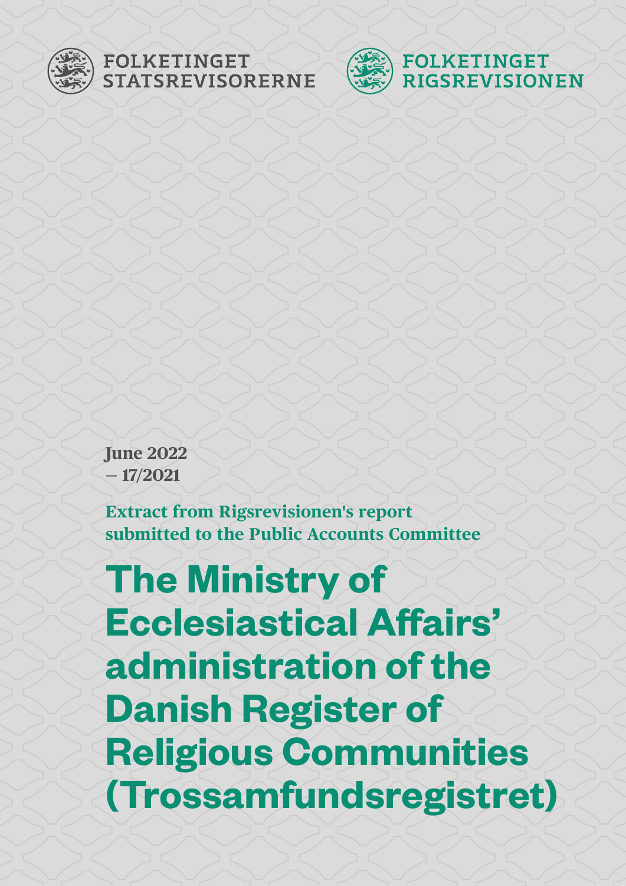FOLKETINGET STATSREVISORERNE

FOLKETINGET RIGSREVISIONEN

**June 2022**
**– 17/2021**

**Extract from Rigsrevisionen's report submitted to the Public Accounts Committee**

# The Ministry of Ecclesiastical Affairs' administration of the Danish Register of Religious Communities (Trossamfundsregistret)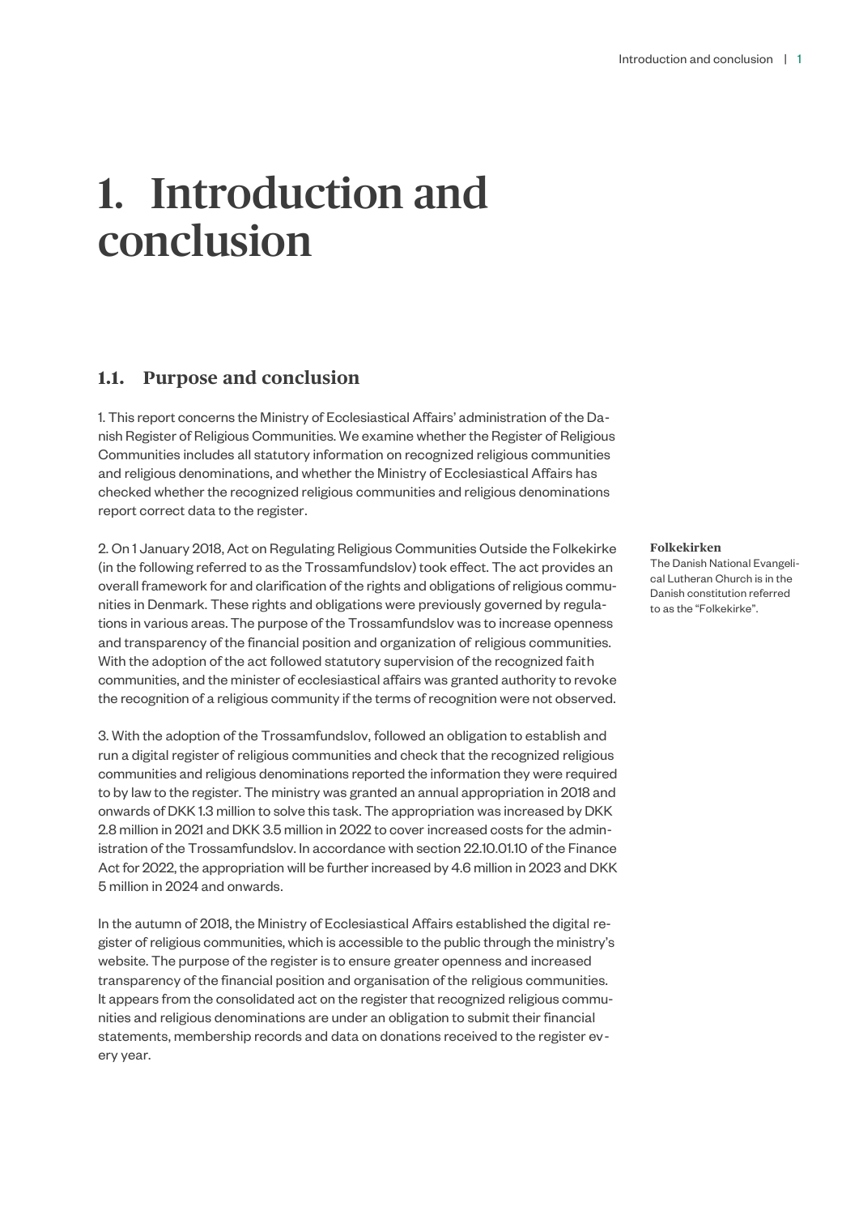# 1. Introduction and conclusion

## 1.1. Purpose and conclusion

1. This report concerns the Ministry of Ecclesiastical Affairs' administration of the Danish Register of Religious Communities. We examine whether the Register of Religious Communities includes all statutory information on recognized religious communities and religious denominations, and whether the Ministry of Ecclesiastical Affairs has checked whether the recognized religious communities and religious denominations report correct data to the register.

2. On 1 January 2018, Act on Regulating Religious Communities Outside the Folkekirke (in the following referred to as the Trossamfundslov) took effect. The act provides an overall framework for and clarification of the rights and obligations of religious communities in Denmark. These rights and obligations were previously governed by regulations in various areas. The purpose of the Trossamfundslov was to increase openness and transparency of the financial position and organization of religious communities. With the adoption of the act followed statutory supervision of the recognized faith communities, and the minister of ecclesiastical affairs was granted authority to revoke the recognition of a religious community if the terms of recognition were not observed.

**Folkekirken**
The Danish National Evangelical Lutheran Church is in the Danish constitution referred to as the "Folkekirke".

3. With the adoption of the Trossamfundslov, followed an obligation to establish and run a digital register of religious communities and check that the recognized religious communities and religious denominations reported the information they were required to by law to the register. The ministry was granted an annual appropriation in 2018 and onwards of DKK 1.3 million to solve this task. The appropriation was increased by DKK 2.8 million in 2021 and DKK 3.5 million in 2022 to cover increased costs for the administration of the Trossamfundslov. In accordance with section 22.10.01.10 of the Finance Act for 2022, the appropriation will be further increased by 4.6 million in 2023 and DKK 5 million in 2024 and onwards.

In the autumn of 2018, the Ministry of Ecclesiastical Affairs established the digital register of religious communities, which is accessible to the public through the ministry's website. The purpose of the register is to ensure greater openness and increased transparency of the financial position and organisation of the religious communities. It appears from the consolidated act on the register that recognized religious communities and religious denominations are under an obligation to submit their financial statements, membership records and data on donations received to the register every year.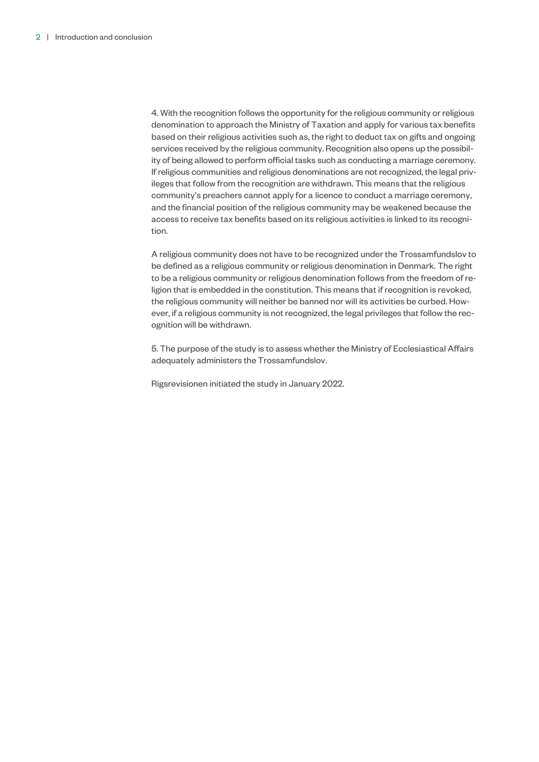4. With the recognition follows the opportunity for the religious community or religious denomination to approach the Ministry of Taxation and apply for various tax benefits based on their religious activities such as, the right to deduct tax on gifts and ongoing services received by the religious community. Recognition also opens up the possibility of being allowed to perform official tasks such as conducting a marriage ceremony. If religious communities and religious denominations are not recognized, the legal privileges that follow from the recognition are withdrawn. This means that the religious community's preachers cannot apply for a licence to conduct a marriage ceremony, and the financial position of the religious community may be weakened because the access to receive tax benefits based on its religious activities is linked to its recognition.

A religious community does not have to be recognized under the Trossamfundslov to be defined as a religious community or religious denomination in Denmark. The right to be a religious community or religious denomination follows from the freedom of religion that is embedded in the constitution. This means that if recognition is revoked, the religious community will neither be banned nor will its activities be curbed. However, if a religious community is not recognized, the legal privileges that follow the recognition will be withdrawn.

5. The purpose of the study is to assess whether the Ministry of Ecclesiastical Affairs adequately administers the Trossamfundslov.

Rigsrevisionen initiated the study in January 2022.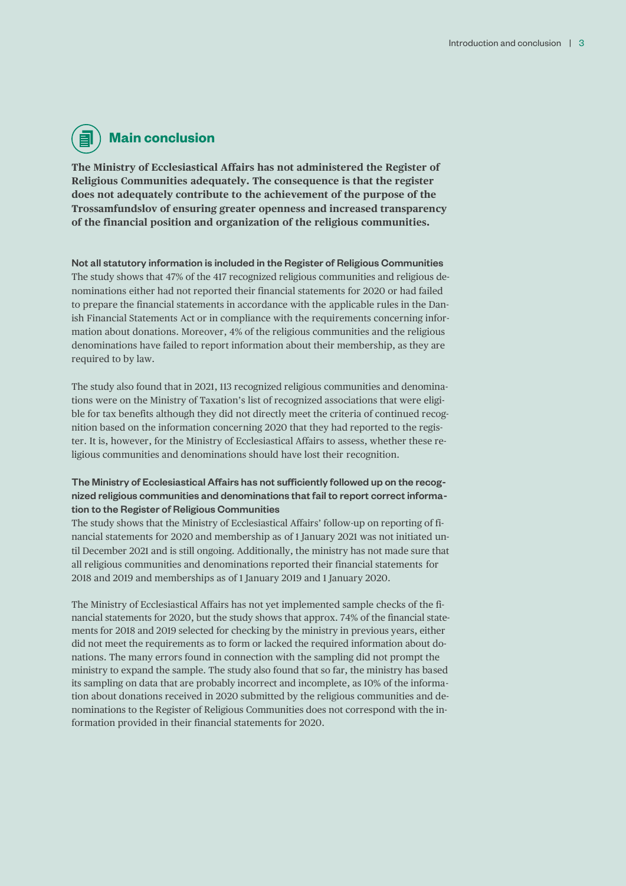## Main conclusion

**The Ministry of Ecclesiastical Affairs has not administered the Register of Religious Communities adequately. The consequence is that the register does not adequately contribute to the achievement of the purpose of the Trossamfundslov of ensuring greater openness and increased transparency of the financial position and organization of the religious communities.**

### Not all statutory information is included in the Register of Religious Communities

The study shows that 47% of the 417 recognized religious communities and religious denominations either had not reported their financial statements for 2020 or had failed to prepare the financial statements in accordance with the applicable rules in the Danish Financial Statements Act or in compliance with the requirements concerning information about donations. Moreover, 4% of the religious communities and the religious denominations have failed to report information about their membership, as they are required to by law.

The study also found that in 2021, 113 recognized religious communities and denominations were on the Ministry of Taxation's list of recognized associations that were eligible for tax benefits although they did not directly meet the criteria of continued recognition based on the information concerning 2020 that they had reported to the register. It is, however, for the Ministry of Ecclesiastical Affairs to assess, whether these religious communities and denominations should have lost their recognition.

### The Ministry of Ecclesiastical Affairs has not sufficiently followed up on the recognized religious communities and denominations that fail to report correct information to the Register of Religious Communities

The study shows that the Ministry of Ecclesiastical Affairs' follow-up on reporting of financial statements for 2020 and membership as of 1 January 2021 was not initiated until December 2021 and is still ongoing. Additionally, the ministry has not made sure that all religious communities and denominations reported their financial statements for 2018 and 2019 and memberships as of 1 January 2019 and 1 January 2020.

The Ministry of Ecclesiastical Affairs has not yet implemented sample checks of the financial statements for 2020, but the study shows that approx. 74% of the financial statements for 2018 and 2019 selected for checking by the ministry in previous years, either did not meet the requirements as to form or lacked the required information about donations. The many errors found in connection with the sampling did not prompt the ministry to expand the sample. The study also found that so far, the ministry has based its sampling on data that are probably incorrect and incomplete, as 10% of the information about donations received in 2020 submitted by the religious communities and denominations to the Register of Religious Communities does not correspond with the information provided in their financial statements for 2020.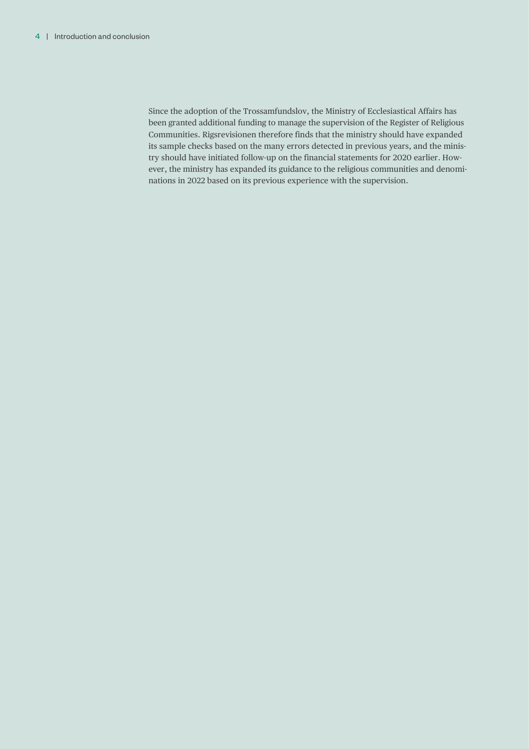Since the adoption of the Trossamfundslov, the Ministry of Ecclesiastical Affairs has been granted additional funding to manage the supervision of the Register of Religious Communities. Rigsrevisionen therefore finds that the ministry should have expanded its sample checks based on the many errors detected in previous years, and the ministry should have initiated follow-up on the financial statements for 2020 earlier. However, the ministry has expanded its guidance to the religious communities and denominations in 2022 based on its previous experience with the supervision.